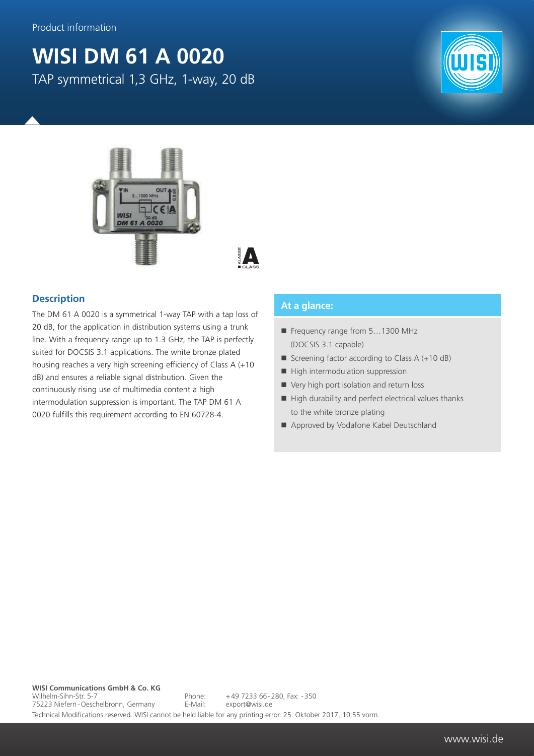Product information

# WISI DM 61 A 0020

TAP symmetrical 1,3 GHz, 1-way, 20 dB

## Description

The DM 61 A 0020 is a symmetrical 1-way TAP with a tap loss of 20 dB, for the application in distribution systems using a trunk line. With a frequency range up to 1.3 GHz, the TAP is perfectly suited for DOCSIS 3.1 applications. The white bronze plated housing reaches a very high screening efficiency of Class A (+10 dB) and ensures a reliable signal distribution. Given the continuously rising use of multimedia content a high intermodulation suppression is important. The TAP DM 61 A 0020 fulfills this requirement according to EN 60728-4.

## At a glance:

- Frequency range from 5…1300 MHz (DOCSIS 3.1 capable)
- Screening factor according to Class A (+10 dB)
- High intermodulation suppression
- Very high port isolation and return loss
- High durability and perfect electrical values thanks to the white bronze plating
- Approved by Vodafone Kabel Deutschland

**WISI Communications GmbH & Co. KG**
Wilhelm-Sihn-Str. 5-7
75223 Niefern-Oeschelbronn, Germany
Phone: +49 7233 66-280, Fax: -350
E-Mail: export@wisi.de

Technical Modifications reserved. WISI cannot be held liable for any printing error. 25. Oktober 2017, 10:55 vorm.

www.wisi.de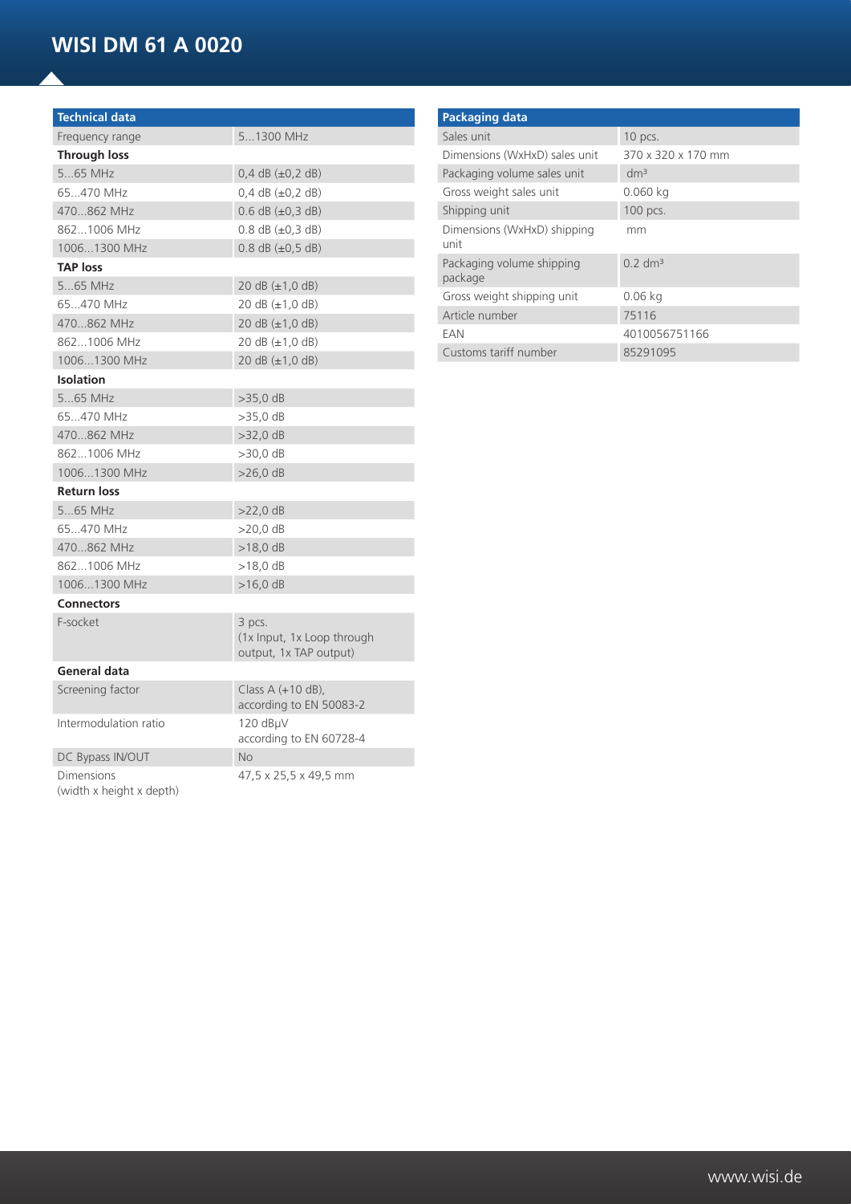# WISI DM 61 A 0020

| Technical data | |
|---|---|
| Frequency range | 5...1300 MHz |
| **Through loss** | |
| 5...65 MHz | 0,4 dB (±0,2 dB) |
| 65...470 MHz | 0,4 dB (±0,2 dB) |
| 470...862 MHz | 0.6 dB (±0,3 dB) |
| 862...1006 MHz | 0.8 dB (±0,3 dB) |
| 1006...1300 MHz | 0.8 dB (±0,5 dB) |
| **TAP loss** | |
| 5...65 MHz | 20 dB (±1,0 dB) |
| 65...470 MHz | 20 dB (±1,0 dB) |
| 470...862 MHz | 20 dB (±1,0 dB) |
| 862...1006 MHz | 20 dB (±1,0 dB) |
| 1006...1300 MHz | 20 dB (±1,0 dB) |
| **Isolation** | |
| 5...65 MHz | >35,0 dB |
| 65...470 MHz | >35,0 dB |
| 470...862 MHz | >32,0 dB |
| 862...1006 MHz | >30,0 dB |
| 1006...1300 MHz | >26,0 dB |
| **Return loss** | |
| 5...65 MHz | >22,0 dB |
| 65...470 MHz | >20,0 dB |
| 470...862 MHz | >18,0 dB |
| 862...1006 MHz | >18,0 dB |
| 1006...1300 MHz | >16,0 dB |
| **Connectors** | |
| F-socket | 3 pcs. (1x Input, 1x Loop through output, 1x TAP output) |
| **General data** | |
| Screening factor | Class A (+10 dB), according to EN 50083-2 |
| Intermodulation ratio | 120 dBµV according to EN 60728-4 |
| DC Bypass IN/OUT | No |
| Dimensions (width x height x depth) | 47,5 x 25,5 x 49,5 mm |

| Packaging data | |
|---|---|
| Sales unit | 10 pcs. |
| Dimensions (WxHxD) sales unit | 370 x 320 x 170 mm |
| Packaging volume sales unit | dm³ |
| Gross weight sales unit | 0.060 kg |
| Shipping unit | 100 pcs. |
| Dimensions (WxHxD) shipping unit | mm |
| Packaging volume shipping package | 0.2 dm³ |
| Gross weight shipping unit | 0.06 kg |
| Article number | 75116 |
| EAN | 4010056751166 |
| Customs tariff number | 85291095 |

www.wisi.de